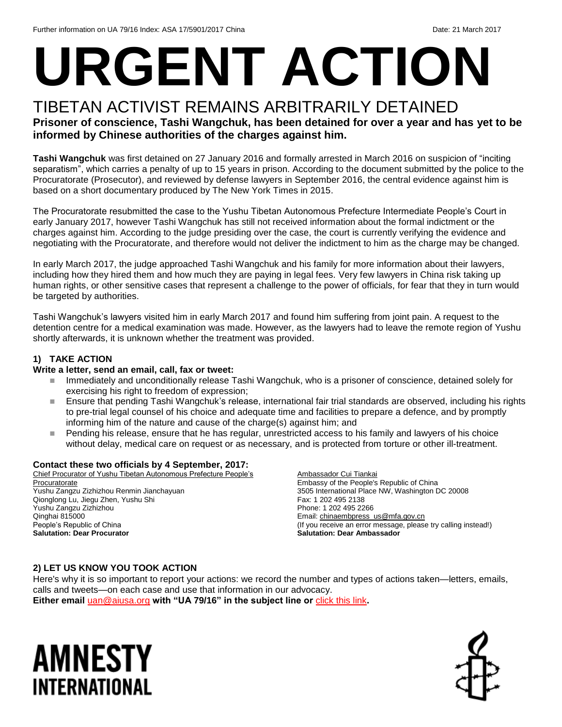Further information on UA 79/16 Index: ASA 17/5901/2017 China Date: 21 March 2017

# URGENT ACTION

## TIBETAN ACTIVIST REMAINS ARBITRARILY DETAINED

**Prisoner of conscience, Tashi Wangchuk, has been detained for over a year and has yet to be informed by Chinese authorities of the charges against him.**

**Tashi Wangchuk** was first detained on 27 January 2016 and formally arrested in March 2016 on suspicion of "inciting separatism", which carries a penalty of up to 15 years in prison. According to the document submitted by the police to the Procuratorate (Prosecutor), and reviewed by defense lawyers in September 2016, the central evidence against him is based on a short documentary produced by The New York Times in 2015.

The Procuratorate resubmitted the case to the Yushu Tibetan Autonomous Prefecture Intermediate People's Court in early January 2017, however Tashi Wangchuk has still not received information about the formal indictment or the charges against him. According to the judge presiding over the case, the court is currently verifying the evidence and negotiating with the Procuratorate, and therefore would not deliver the indictment to him as the charge may be changed.

In early March 2017, the judge approached Tashi Wangchuk and his family for more information about their lawyers, including how they hired them and how much they are paying in legal fees. Very few lawyers in China risk taking up human rights, or other sensitive cases that represent a challenge to the power of officials, for fear that they in turn would be targeted by authorities.

Tashi Wangchuk's lawyers visited him in early March 2017 and found him suffering from joint pain. A request to the detention centre for a medical examination was made. However, as the lawyers had to leave the remote region of Yushu shortly afterwards, it is unknown whether the treatment was provided.

### 1) TAKE ACTION

**Write a letter, send an email, call, fax or tweet:**

- Immediately and unconditionally release Tashi Wangchuk, who is a prisoner of conscience, detained solely for exercising his right to freedom of expression;
- Ensure that pending Tashi Wangchuk's release, international fair trial standards are observed, including his rights to pre-trial legal counsel of his choice and adequate time and facilities to prepare a defence, and by promptly informing him of the nature and cause of the charge(s) against him; and
- Pending his release, ensure that he has regular, unrestricted access to his family and lawyers of his choice without delay, medical care on request or as necessary, and is protected from torture or other ill-treatment.

**Contact these two officials by 4 September, 2017:**

Chief Procurator of Yushu Tibetan Autonomous Prefecture People's Procuratorate
Yushu Zangzu Zizhizhou Renmin Jianchayuan
Qionglong Lu, Jiegu Zhen, Yushu Shi
Yushu Zangzu Zizhizhou
Qinghai 815000
People's Republic of China
**Salutation: Dear Procurator**

Ambassador Cui Tiankai
Embassy of the People's Republic of China
3505 International Place NW, Washington DC 20008
Fax: 1 202 495 2138
Phone: 1 202 495 2266
Email: chinaembpress_us@mfa.gov.cn
(If you receive an error message, please try calling instead!)
**Salutation: Dear Ambassador**

### 2) LET US KNOW YOU TOOK ACTION

Here's why it is so important to report your actions: we record the number and types of actions taken—letters, emails, calls and tweets—on each case and use that information in our advocacy.

**Either email uan@aiusa.org with "UA 79/16" in the subject line or click this link.**

AMNESTY INTERNATIONAL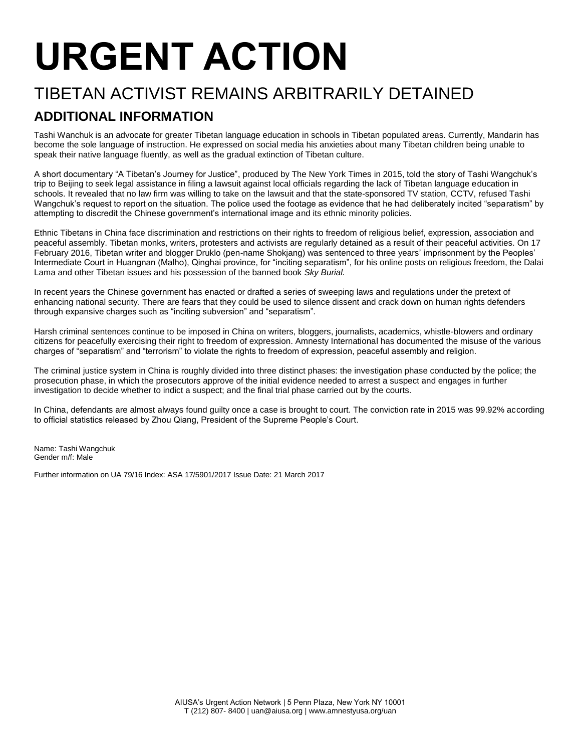# URGENT ACTION

## TIBETAN ACTIVIST REMAINS ARBITRARILY DETAINED

### ADDITIONAL INFORMATION

Tashi Wanchuk is an advocate for greater Tibetan language education in schools in Tibetan populated areas. Currently, Mandarin has become the sole language of instruction. He expressed on social media his anxieties about many Tibetan children being unable to speak their native language fluently, as well as the gradual extinction of Tibetan culture.

A short documentary "A Tibetan's Journey for Justice", produced by The New York Times in 2015, told the story of Tashi Wangchuk's trip to Beijing to seek legal assistance in filing a lawsuit against local officials regarding the lack of Tibetan language education in schools. It revealed that no law firm was willing to take on the lawsuit and that the state-sponsored TV station, CCTV, refused Tashi Wangchuk's request to report on the situation. The police used the footage as evidence that he had deliberately incited "separatism" by attempting to discredit the Chinese government's international image and its ethnic minority policies.

Ethnic Tibetans in China face discrimination and restrictions on their rights to freedom of religious belief, expression, association and peaceful assembly. Tibetan monks, writers, protesters and activists are regularly detained as a result of their peaceful activities. On 17 February 2016, Tibetan writer and blogger Druklo (pen-name Shokjang) was sentenced to three years' imprisonment by the Peoples' Intermediate Court in Huangnan (Malho), Qinghai province, for "inciting separatism", for his online posts on religious freedom, the Dalai Lama and other Tibetan issues and his possession of the banned book *Sky Burial*.

In recent years the Chinese government has enacted or drafted a series of sweeping laws and regulations under the pretext of enhancing national security. There are fears that they could be used to silence dissent and crack down on human rights defenders through expansive charges such as "inciting subversion" and "separatism".

Harsh criminal sentences continue to be imposed in China on writers, bloggers, journalists, academics, whistle-blowers and ordinary citizens for peacefully exercising their right to freedom of expression. Amnesty International has documented the misuse of the various charges of "separatism" and "terrorism" to violate the rights to freedom of expression, peaceful assembly and religion.

The criminal justice system in China is roughly divided into three distinct phases: the investigation phase conducted by the police; the prosecution phase, in which the prosecutors approve of the initial evidence needed to arrest a suspect and engages in further investigation to decide whether to indict a suspect; and the final trial phase carried out by the courts.

In China, defendants are almost always found guilty once a case is brought to court. The conviction rate in 2015 was 99.92% according to official statistics released by Zhou Qiang, President of the Supreme People's Court.

Name: Tashi Wangchuk
Gender m/f: Male

Further information on UA 79/16 Index: ASA 17/5901/2017 Issue Date: 21 March 2017

AIUSA's Urgent Action Network | 5 Penn Plaza, New York NY 10001
T (212) 807- 8400 | uan@aiusa.org | www.amnestyusa.org/uan